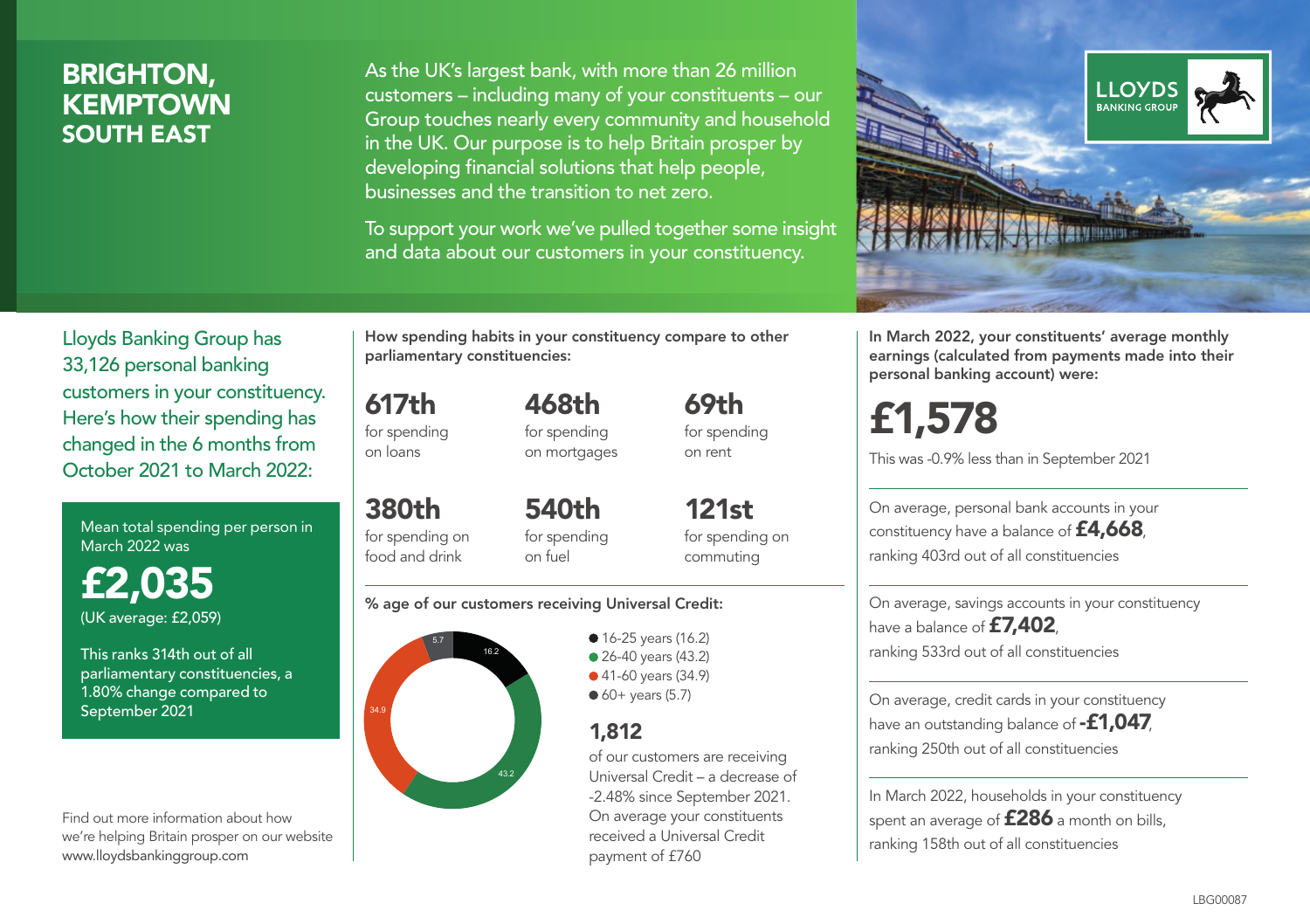# BRIGHTON, KEMPTOWN
## SOUTH EAST

As the UK's largest bank, with more than 26 million customers – including many of your constituents – our Group touches nearly every community and household in the UK. Our purpose is to help Britain prosper by developing financial solutions that help people, businesses and the transition to net zero.

To support your work we've pulled together some insight and data about our customers in your constituency.

LLOYDS BANKING GROUP

Lloyds Banking Group has 33,126 personal banking customers in your constituency. Here's how their spending has changed in the 6 months from October 2021 to March 2022:

Mean total spending per person in March 2022 was

**£2,035**

(UK average: £2,059)

This ranks 314th out of all parliamentary constituencies, a 1.80% change compared to September 2021

Find out more information about how we're helping Britain prosper on our website www.lloydsbankinggroup.com

**How spending habits in your constituency compare to other parliamentary constituencies:**

- **617th** for spending on loans
- **468th** for spending on mortgages
- **69th** for spending on rent
- **380th** for spending on food and drink
- **540th** for spending on fuel
- **121st** for spending on commuting

**% age of our customers receiving Universal Credit:**

- 16-25 years (16.2)
- 26-40 years (43.2)
- 41-60 years (34.9)
- 60+ years (5.7)

**1,812**

of our customers are receiving Universal Credit – a decrease of -2.48% since September 2021. On average your constituents received a Universal Credit payment of £760

**In March 2022, your constituents' average monthly earnings (calculated from payments made into their personal banking account) were:**

**£1,578**

This was -0.9% less than in September 2021

On average, personal bank accounts in your constituency have a balance of **£4,668**, ranking 403rd out of all constituencies

On average, savings accounts in your constituency have a balance of **£7,402**, ranking 533rd out of all constituencies

On average, credit cards in your constituency have an outstanding balance of **-£1,047**, ranking 250th out of all constituencies

In March 2022, households in your constituency spent an average of **£286** a month on bills, ranking 158th out of all constituencies

LBG00087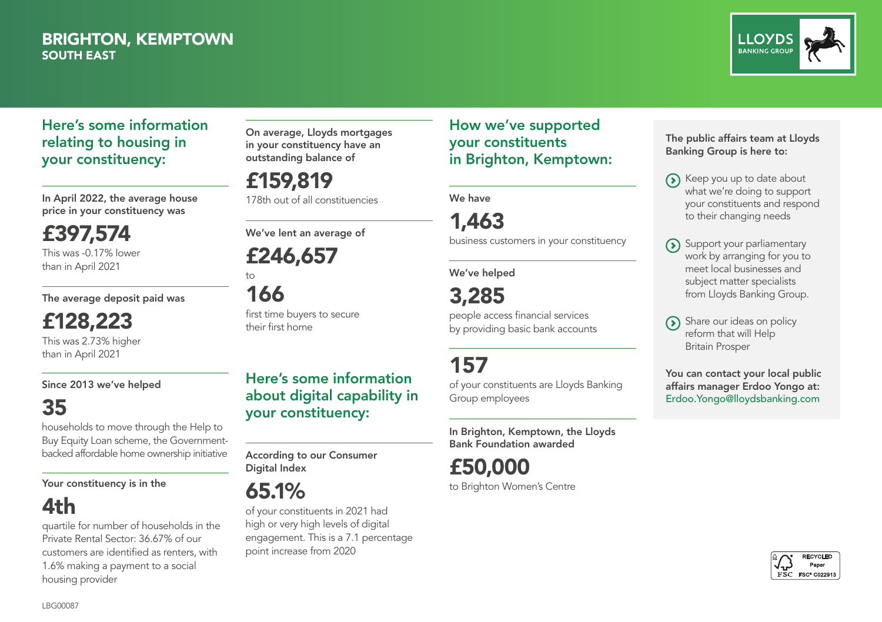# BRIGHTON, KEMPTOWN
## SOUTH EAST

LLOYDS BANKING GROUP

## Here's some information relating to housing in your constituency:

**In April 2022, the average house price in your constituency was**

**£397,574**

This was -0.17% lower than in April 2021

**The average deposit paid was**

**£128,223**

This was 2.73% higher than in April 2021

**Since 2013 we've helped**

**35**

households to move through the Help to Buy Equity Loan scheme, the Government-backed affordable home ownership initiative

**Your constituency is in the**

**4th**

quartile for number of households in the Private Rental Sector: 36.67% of our customers are identified as renters, with 1.6% making a payment to a social housing provider

**On average, Lloyds mortgages in your constituency have an outstanding balance of**

**£159,819**

178th out of all constituencies

**We've lent an average of**

**£246,657**

to

**166**

first time buyers to secure their first home

## Here's some information about digital capability in your constituency:

**According to our Consumer Digital Index**

**65.1%**

of your constituents in 2021 had high or very high levels of digital engagement. This is a 7.1 percentage point increase from 2020

## How we've supported your constituents in Brighton, Kemptown:

**We have**

**1,463**

business customers in your constituency

**We've helped**

**3,285**

people access financial services by providing basic bank accounts

**157**

of your constituents are Lloyds Banking Group employees

**In Brighton, Kemptown, the Lloyds Bank Foundation awarded**

**£50,000**

to Brighton Women's Centre

**The public affairs team at Lloyds Banking Group is here to:**

- Keep you up to date about what we're doing to support your constituents and respond to their changing needs
- Support your parliamentary work by arranging for you to meet local businesses and subject matter specialists from Lloyds Banking Group.
- Share our ideas on policy reform that will Help Britain Prosper

**You can contact your local public affairs manager Erdoo Yongo at:**
Erdoo.Yongo@lloydsbanking.com

RECYCLED Paper FSC® C022913

LBG00087